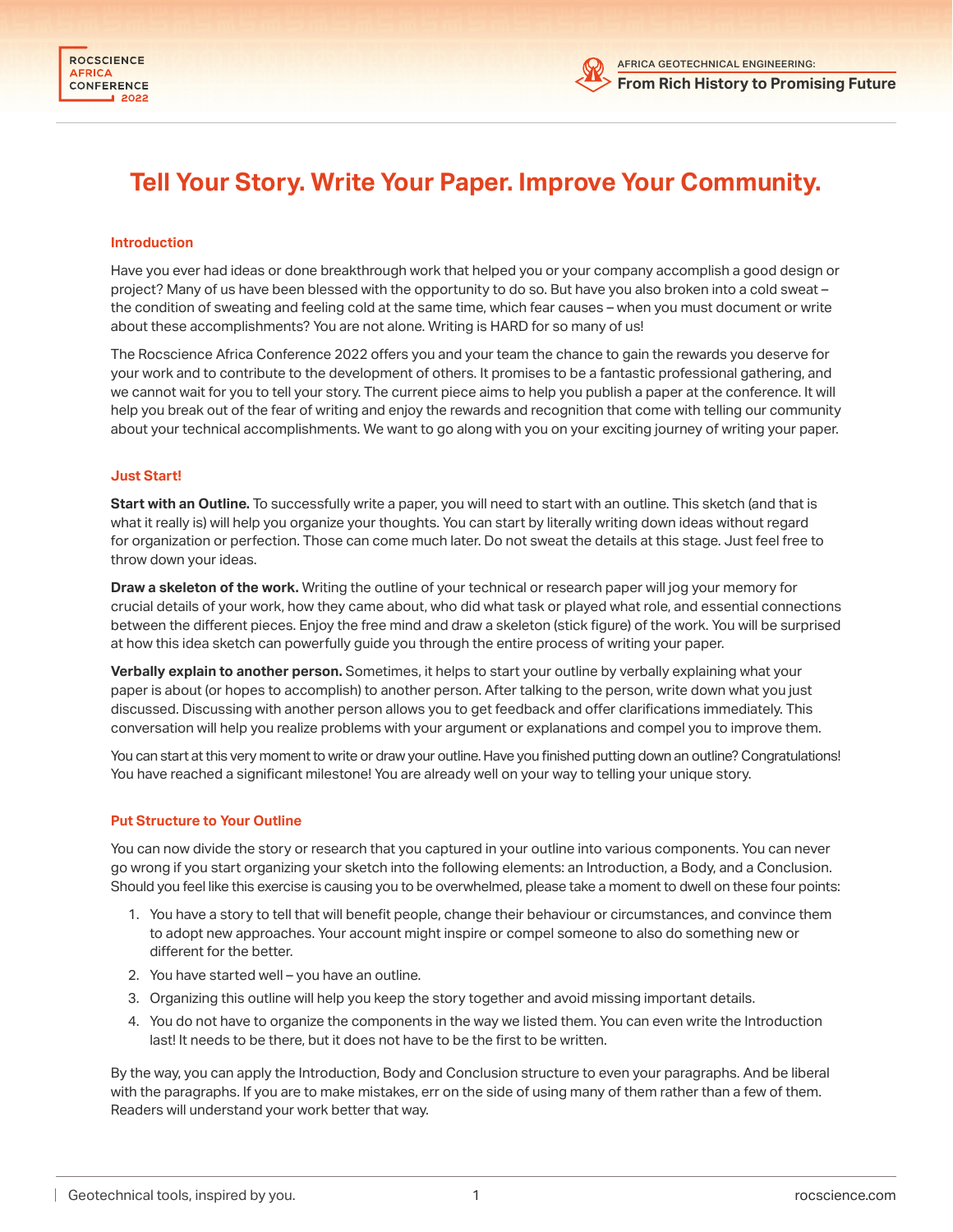# Tell Your Story. Write Your Paper. Improve Your Community.

## Introduction

Have you ever had ideas or done breakthrough work that helped you or your company accomplish a good design or project? Many of us have been blessed with the opportunity to do so. But have you also broken into a cold sweat – the condition of sweating and feeling cold at the same time, which fear causes – when you must document or write about these accomplishments? You are not alone. Writing is HARD for so many of us!

The Rocscience Africa Conference 2022 offers you and your team the chance to gain the rewards you deserve for your work and to contribute to the development of others. It promises to be a fantastic professional gathering, and we cannot wait for you to tell your story. The current piece aims to help you publish a paper at the conference. It will help you break out of the fear of writing and enjoy the rewards and recognition that come with telling our community about your technical accomplishments. We want to go along with you on your exciting journey of writing your paper.

## Just Start!

**Start with an Outline.** To successfully write a paper, you will need to start with an outline. This sketch (and that is what it really is) will help you organize your thoughts. You can start by literally writing down ideas without regard for organization or perfection. Those can come much later. Do not sweat the details at this stage. Just feel free to throw down your ideas.

**Draw a skeleton of the work.** Writing the outline of your technical or research paper will jog your memory for crucial details of your work, how they came about, who did what task or played what role, and essential connections between the different pieces. Enjoy the free mind and draw a skeleton (stick figure) of the work. You will be surprised at how this idea sketch can powerfully guide you through the entire process of writing your paper.

**Verbally explain to another person.** Sometimes, it helps to start your outline by verbally explaining what your paper is about (or hopes to accomplish) to another person. After talking to the person, write down what you just discussed. Discussing with another person allows you to get feedback and offer clarifications immediately. This conversation will help you realize problems with your argument or explanations and compel you to improve them.

You can start at this very moment to write or draw your outline. Have you finished putting down an outline? Congratulations! You have reached a significant milestone! You are already well on your way to telling your unique story.

## Put Structure to Your Outline

You can now divide the story or research that you captured in your outline into various components. You can never go wrong if you start organizing your sketch into the following elements: an Introduction, a Body, and a Conclusion. Should you feel like this exercise is causing you to be overwhelmed, please take a moment to dwell on these four points:

1. You have a story to tell that will benefit people, change their behaviour or circumstances, and convince them to adopt new approaches. Your account might inspire or compel someone to also do something new or different for the better.
2. You have started well – you have an outline.
3. Organizing this outline will help you keep the story together and avoid missing important details.
4. You do not have to organize the components in the way we listed them. You can even write the Introduction last! It needs to be there, but it does not have to be the first to be written.

By the way, you can apply the Introduction, Body and Conclusion structure to even your paragraphs. And be liberal with the paragraphs. If you are to make mistakes, err on the side of using many of them rather than a few of them. Readers will understand your work better that way.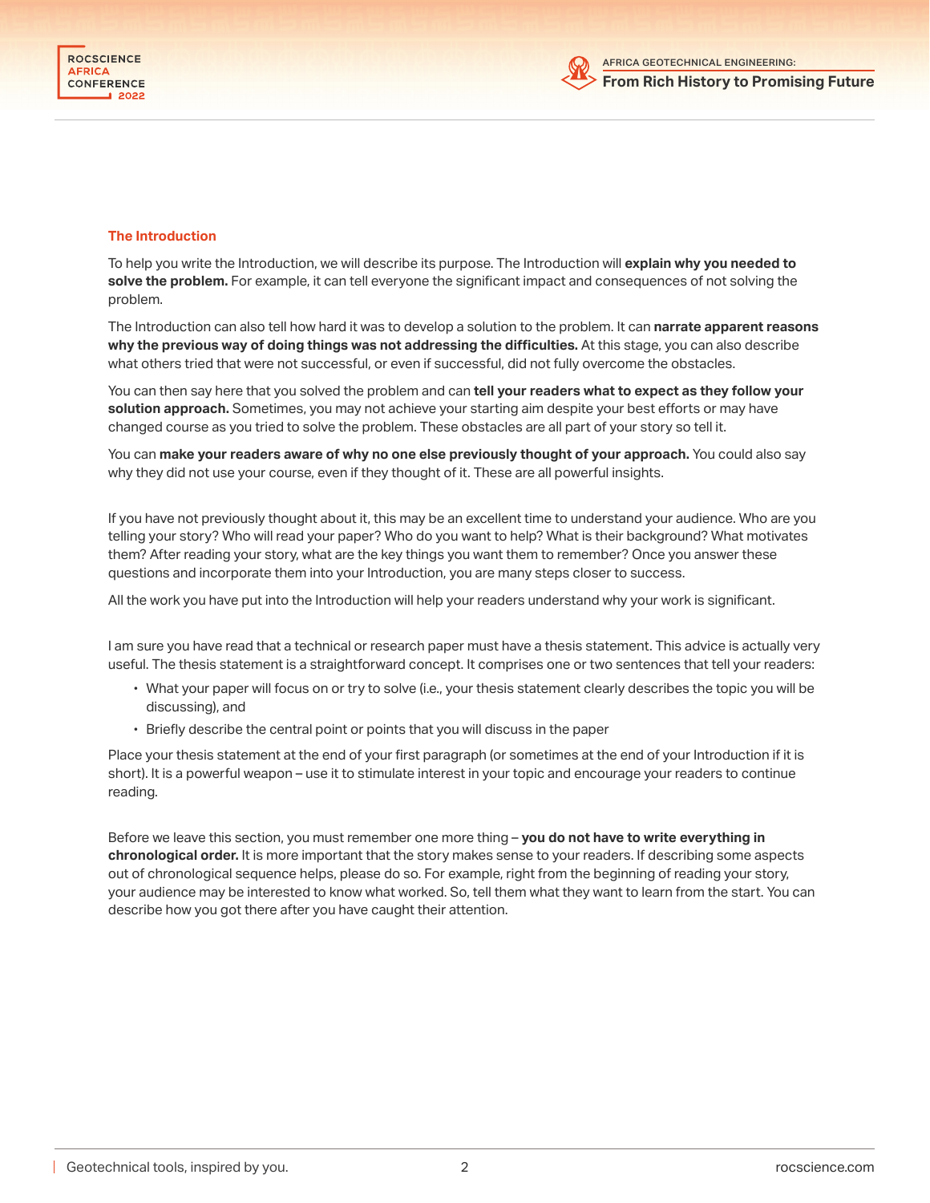## The Introduction

To help you write the Introduction, we will describe its purpose. The Introduction will **explain why you needed to solve the problem.** For example, it can tell everyone the significant impact and consequences of not solving the problem.

The Introduction can also tell how hard it was to develop a solution to the problem. It can **narrate apparent reasons why the previous way of doing things was not addressing the difficulties.** At this stage, you can also describe what others tried that were not successful, or even if successful, did not fully overcome the obstacles.

You can then say here that you solved the problem and can **tell your readers what to expect as they follow your solution approach.** Sometimes, you may not achieve your starting aim despite your best efforts or may have changed course as you tried to solve the problem. These obstacles are all part of your story so tell it.

You can **make your readers aware of why no one else previously thought of your approach.** You could also say why they did not use your course, even if they thought of it. These are all powerful insights.

If you have not previously thought about it, this may be an excellent time to understand your audience. Who are you telling your story? Who will read your paper? Who do you want to help? What is their background? What motivates them? After reading your story, what are the key things you want them to remember? Once you answer these questions and incorporate them into your Introduction, you are many steps closer to success.

All the work you have put into the Introduction will help your readers understand why your work is significant.

I am sure you have read that a technical or research paper must have a thesis statement. This advice is actually very useful. The thesis statement is a straightforward concept. It comprises one or two sentences that tell your readers:

- What your paper will focus on or try to solve (i.e., your thesis statement clearly describes the topic you will be discussing), and
- Briefly describe the central point or points that you will discuss in the paper

Place your thesis statement at the end of your first paragraph (or sometimes at the end of your Introduction if it is short). It is a powerful weapon – use it to stimulate interest in your topic and encourage your readers to continue reading.

Before we leave this section, you must remember one more thing – **you do not have to write everything in chronological order.** It is more important that the story makes sense to your readers. If describing some aspects out of chronological sequence helps, please do so. For example, right from the beginning of reading your story, your audience may be interested to know what worked. So, tell them what they want to learn from the start. You can describe how you got there after you have caught their attention.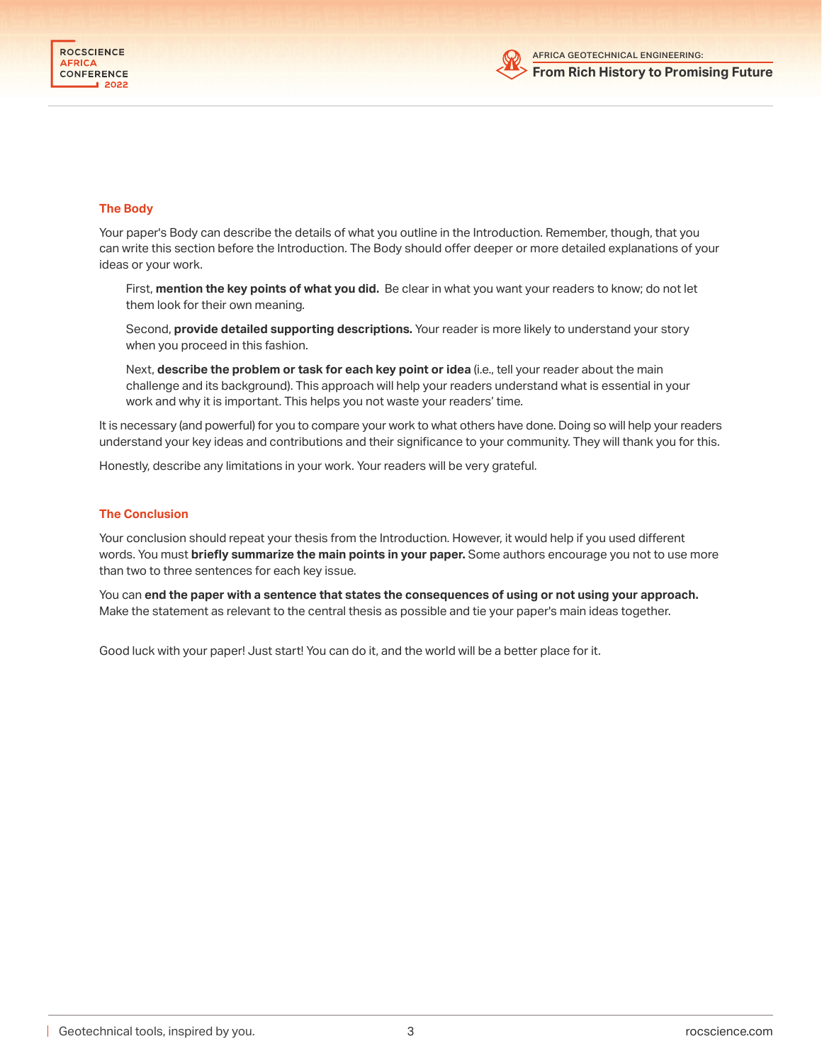### The Body

Your paper's Body can describe the details of what you outline in the Introduction. Remember, though, that you can write this section before the Introduction. The Body should offer deeper or more detailed explanations of your ideas or your work.

First, **mention the key points of what you did.** Be clear in what you want your readers to know; do not let them look for their own meaning.

Second, **provide detailed supporting descriptions.** Your reader is more likely to understand your story when you proceed in this fashion.

Next, **describe the problem or task for each key point or idea** (i.e., tell your reader about the main challenge and its background). This approach will help your readers understand what is essential in your work and why it is important. This helps you not waste your readers' time.

It is necessary (and powerful) for you to compare your work to what others have done. Doing so will help your readers understand your key ideas and contributions and their significance to your community. They will thank you for this.

Honestly, describe any limitations in your work. Your readers will be very grateful.

### The Conclusion

Your conclusion should repeat your thesis from the Introduction. However, it would help if you used different words. You must **briefly summarize the main points in your paper.** Some authors encourage you not to use more than two to three sentences for each key issue.

You can **end the paper with a sentence that states the consequences of using or not using your approach.** Make the statement as relevant to the central thesis as possible and tie your paper's main ideas together.

Good luck with your paper! Just start! You can do it, and the world will be a better place for it.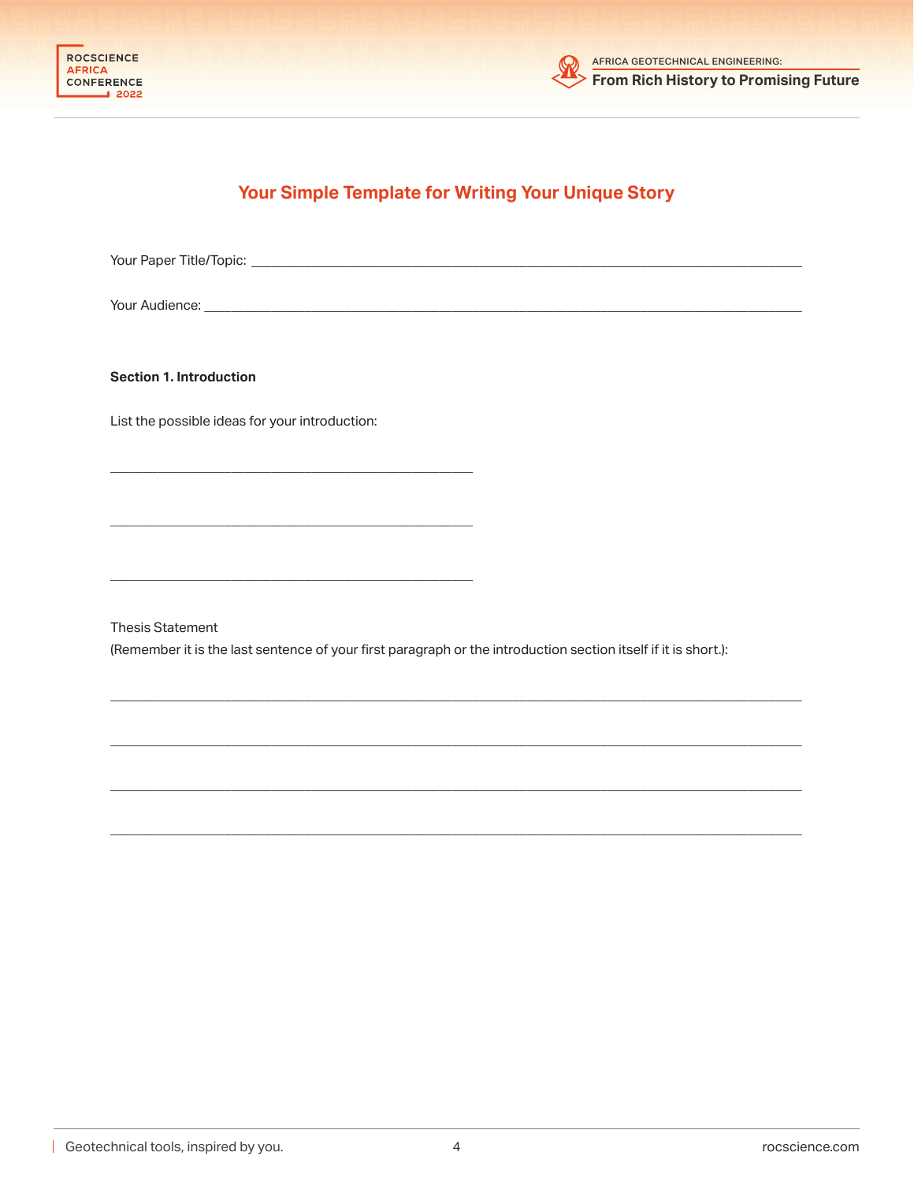## Your Simple Template for Writing Your Unique Story

Your Paper Title/Topic: ______________________________________________________________________________

Your Audience: ___________________________________________________________________________________

**Section 1. Introduction**

List the possible ideas for your introduction:

_____________________________________________

_____________________________________________

_____________________________________________

Thesis Statement
(Remember it is the last sentence of your first paragraph or the introduction section itself if it is short.):

______________________________________________________________________________________

______________________________________________________________________________________

______________________________________________________________________________________

______________________________________________________________________________________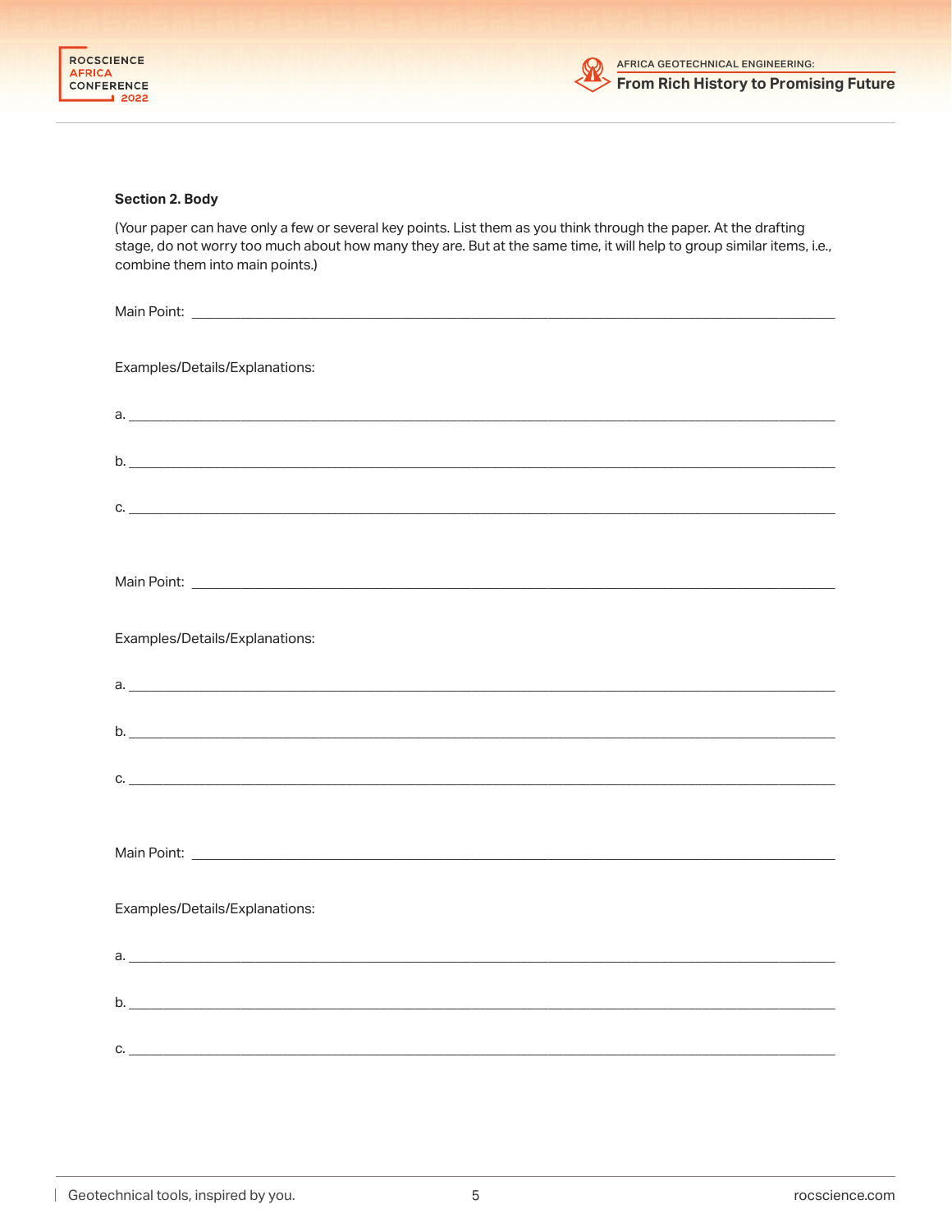**Section 2. Body**

(Your paper can have only a few or several key points. List them as you think through the paper. At the drafting stage, do not worry too much about how many they are. But at the same time, it will help to group similar items, i.e., combine them into main points.)

Main Point: ____________________________________________________________________________

Examples/Details/Explanations:

a. ____________________________________________________________________________

b. ____________________________________________________________________________

c. ____________________________________________________________________________

Main Point: ____________________________________________________________________________

Examples/Details/Explanations:

a. ____________________________________________________________________________

b. ____________________________________________________________________________

c. ____________________________________________________________________________

Main Point: ____________________________________________________________________________

Examples/Details/Explanations:

a. ____________________________________________________________________________

b. ____________________________________________________________________________

c. ____________________________________________________________________________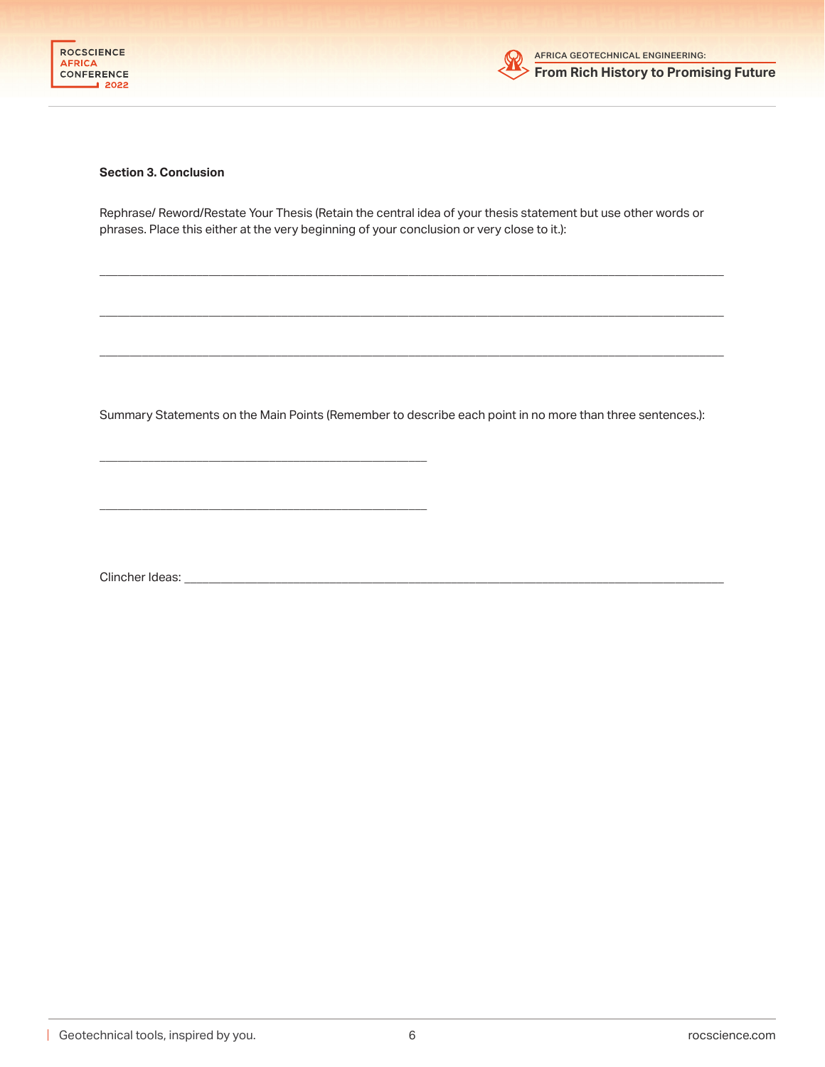**Section 3. Conclusion**

Rephrase/ Reword/Restate Your Thesis (Retain the central idea of your thesis statement but use other words or phrases. Place this either at the very beginning of your conclusion or very close to it.):

_______________________________________________________________________________________________

_______________________________________________________________________________________________

_______________________________________________________________________________________________

Summary Statements on the Main Points (Remember to describe each point in no more than three sentences.):

_________________________________________________

_________________________________________________

Clincher Ideas: _________________________________________________________________________________